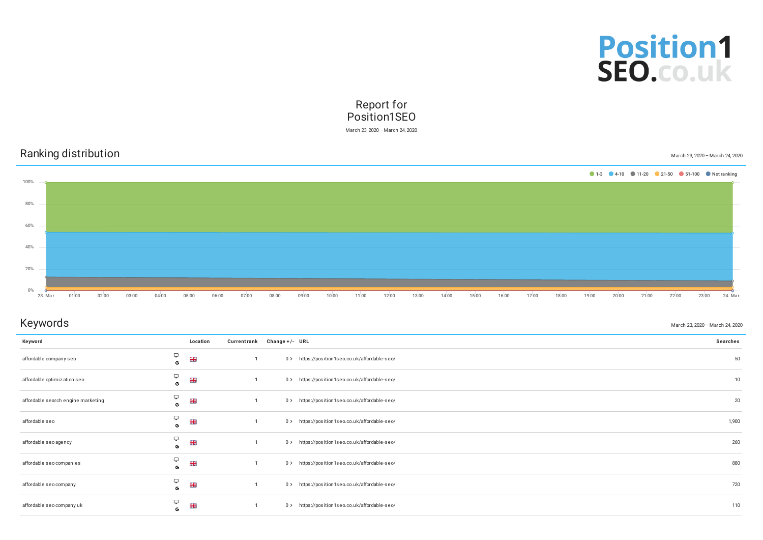Position1 SEO.co.uk

# Report for Position1SEO

March 23, 2020 – March 24, 2020

## Ranking distribution

March 23, 2020 – March 24, 2020

1-3 · 4-10 · 11-20 · 21-50 · 51-100 · Not ranking

## Keywords

March 23, 2020 – March 24, 2020

| Keyword | | Location | Current rank | Change +/- | URL | Searches |
|---|---|---|---|---|---|---|
| affordable company seo | G | 🇬🇧 | 1 | 0 › | https://position1seo.co.uk/affordable-seo/ | 50 |
| affordable optimization seo | G | 🇬🇧 | 1 | 0 › | https://position1seo.co.uk/affordable-seo/ | 10 |
| affordable search engine marketing | G | 🇬🇧 | 1 | 0 › | https://position1seo.co.uk/affordable-seo/ | 20 |
| affordable seo | G | 🇬🇧 | 1 | 0 › | https://position1seo.co.uk/affordable-seo/ | 1,900 |
| affordable seo agency | G | 🇬🇧 | 1 | 0 › | https://position1seo.co.uk/affordable-seo/ | 260 |
| affordable seo companies | G | 🇬🇧 | 1 | 0 › | https://position1seo.co.uk/affordable-seo/ | 880 |
| affordable seo company | G | 🇬🇧 | 1 | 0 › | https://position1seo.co.uk/affordable-seo/ | 720 |
| affordable seo company uk | G | 🇬🇧 | 1 | 0 › | https://position1seo.co.uk/affordable-seo/ | 110 |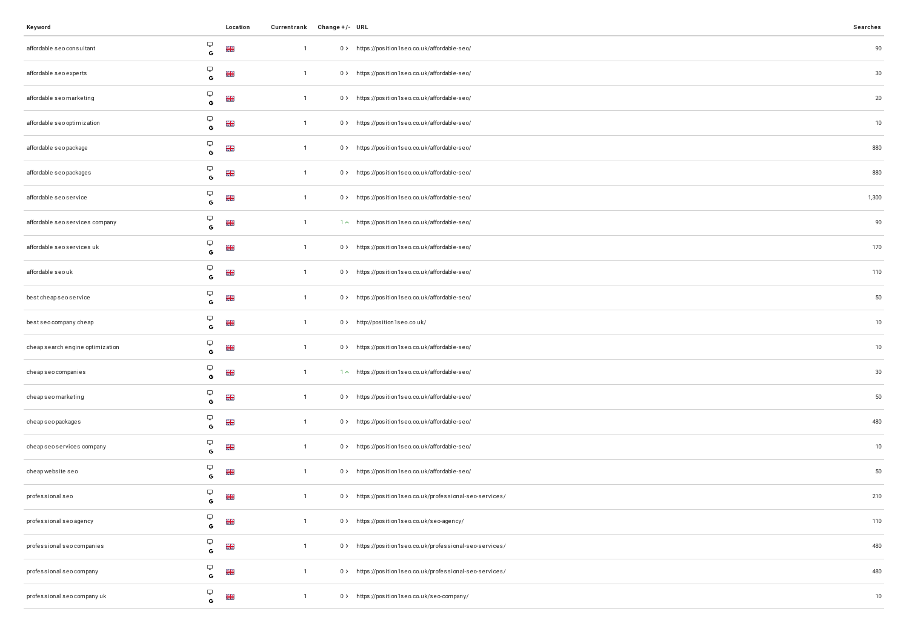| Keyword | | Location | Current rank | Change +/- | URL | Searches |
|---|---|---|---|---|---|---|
| affordable seo consultant | G | | 1 | 0 > | https://position1seo.co.uk/affordable-seo/ | 90 |
| affordable seo experts | G | | 1 | 0 > | https://position1seo.co.uk/affordable-seo/ | 30 |
| affordable seo marketing | G | | 1 | 0 > | https://position1seo.co.uk/affordable-seo/ | 20 |
| affordable seo optimization | G | | 1 | 0 > | https://position1seo.co.uk/affordable-seo/ | 10 |
| affordable seo package | G | | 1 | 0 > | https://position1seo.co.uk/affordable-seo/ | 880 |
| affordable seo packages | G | | 1 | 0 > | https://position1seo.co.uk/affordable-seo/ | 880 |
| affordable seo service | G | | 1 | 0 > | https://position1seo.co.uk/affordable-seo/ | 1,300 |
| affordable seo services company | G | | 1 | 1 ^ | https://position1seo.co.uk/affordable-seo/ | 90 |
| affordable seo services uk | G | | 1 | 0 > | https://position1seo.co.uk/affordable-seo/ | 170 |
| affordable seo uk | G | | 1 | 0 > | https://position1seo.co.uk/affordable-seo/ | 110 |
| best cheap seo service | G | | 1 | 0 > | https://position1seo.co.uk/affordable-seo/ | 50 |
| best seo company cheap | G | | 1 | 0 > | http://position1seo.co.uk/ | 10 |
| cheap search engine optimization | G | | 1 | 0 > | https://position1seo.co.uk/affordable-seo/ | 10 |
| cheap seo companies | G | | 1 | 1 ^ | https://position1seo.co.uk/affordable-seo/ | 30 |
| cheap seo marketing | G | | 1 | 0 > | https://position1seo.co.uk/affordable-seo/ | 50 |
| cheap seo packages | G | | 1 | 0 > | https://position1seo.co.uk/affordable-seo/ | 480 |
| cheap seo services company | G | | 1 | 0 > | https://position1seo.co.uk/affordable-seo/ | 10 |
| cheap website seo | G | | 1 | 0 > | https://position1seo.co.uk/affordable-seo/ | 50 |
| professional seo | G | | 1 | 0 > | https://position1seo.co.uk/professional-seo-services/ | 210 |
| professional seo agency | G | | 1 | 0 > | https://position1seo.co.uk/seo-agency/ | 110 |
| professional seo companies | G | | 1 | 0 > | https://position1seo.co.uk/professional-seo-services/ | 480 |
| professional seo company | G | | 1 | 0 > | https://position1seo.co.uk/professional-seo-services/ | 480 |
| professional seo company uk | G | | 1 | 0 > | https://position1seo.co.uk/seo-company/ | 10 |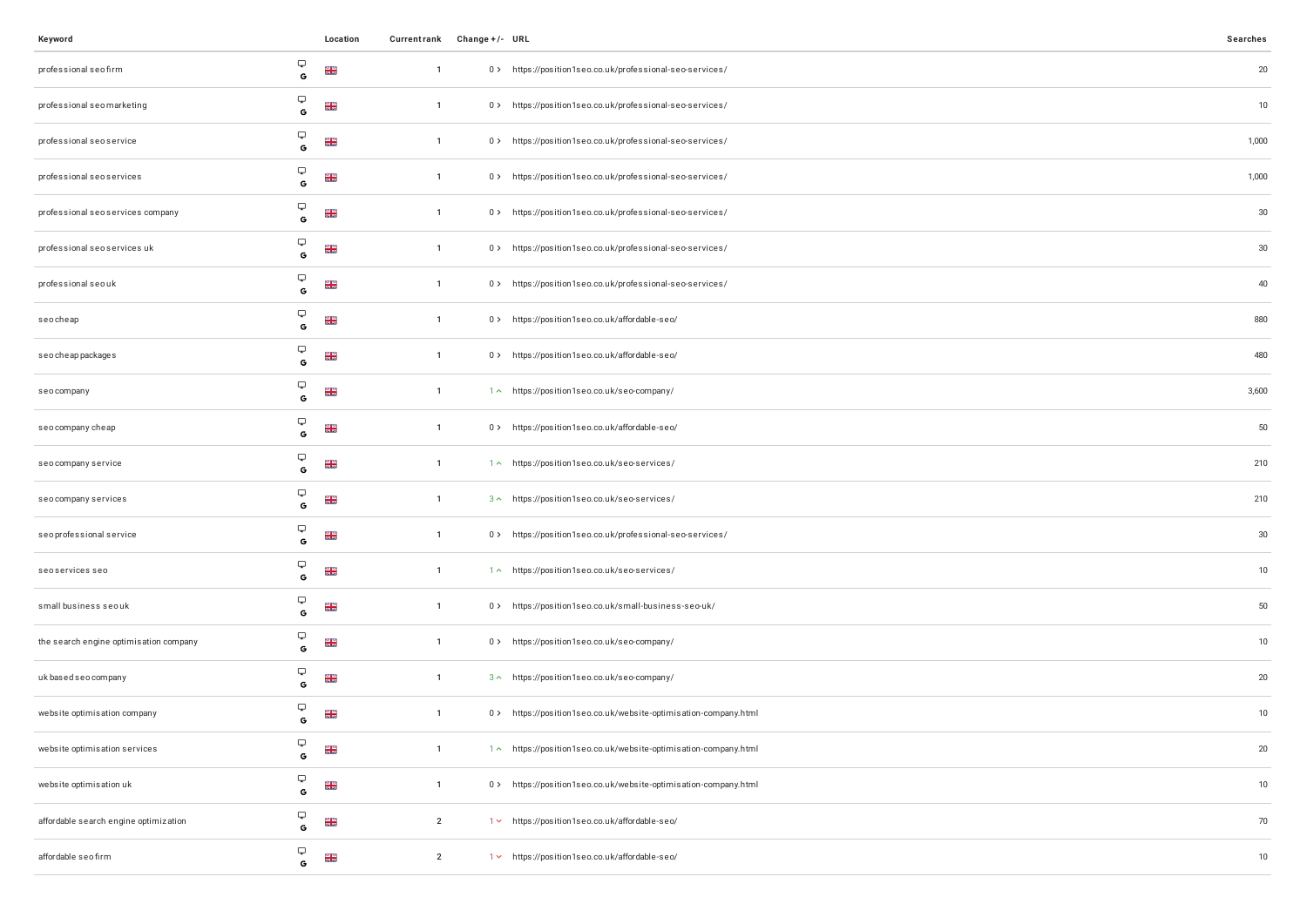| Keyword | | Location | Current rank | Change +/- | URL | Searches |
|---|---|---|---|---|---|---|
| professional seo firm | | | 1 | 0 › | https://position1seo.co.uk/professional-seo-services/ | 20 |
| professional seo marketing | | | 1 | 0 › | https://position1seo.co.uk/professional-seo-services/ | 10 |
| professional seo service | | | 1 | 0 › | https://position1seo.co.uk/professional-seo-services/ | 1,000 |
| professional seo services | | | 1 | 0 › | https://position1seo.co.uk/professional-seo-services/ | 1,000 |
| professional seo services company | | | 1 | 0 › | https://position1seo.co.uk/professional-seo-services/ | 30 |
| professional seo services uk | | | 1 | 0 › | https://position1seo.co.uk/professional-seo-services/ | 30 |
| professional seo uk | | | 1 | 0 › | https://position1seo.co.uk/professional-seo-services/ | 40 |
| seo cheap | | | 1 | 0 › | https://position1seo.co.uk/affordable-seo/ | 880 |
| seo cheap packages | | | 1 | 0 › | https://position1seo.co.uk/affordable-seo/ | 480 |
| seo company | | | 1 | 1 ^ | https://position1seo.co.uk/seo-company/ | 3,600 |
| seo company cheap | | | 1 | 0 › | https://position1seo.co.uk/affordable-seo/ | 50 |
| seo company service | | | 1 | 1 ^ | https://position1seo.co.uk/seo-services/ | 210 |
| seo company services | | | 1 | 3 ^ | https://position1seo.co.uk/seo-services/ | 210 |
| seo professional service | | | 1 | 0 › | https://position1seo.co.uk/professional-seo-services/ | 30 |
| seo services seo | | | 1 | 1 ^ | https://position1seo.co.uk/seo-services/ | 10 |
| small business seo uk | | | 1 | 0 › | https://position1seo.co.uk/small-business-seo-uk/ | 50 |
| the search engine optimisation company | | | 1 | 0 › | https://position1seo.co.uk/seo-company/ | 10 |
| uk based seo company | | | 1 | 3 ^ | https://position1seo.co.uk/seo-company/ | 20 |
| website optimisation company | | | 1 | 0 › | https://position1seo.co.uk/website-optimisation-company.html | 10 |
| website optimisation services | | | 1 | 1 ^ | https://position1seo.co.uk/website-optimisation-company.html | 20 |
| website optimisation uk | | | 1 | 0 › | https://position1seo.co.uk/website-optimisation-company.html | 10 |
| affordable search engine optimization | | | 2 | 1 ˅ | https://position1seo.co.uk/affordable-seo/ | 70 |
| affordable seo firm | | | 2 | 1 ˅ | https://position1seo.co.uk/affordable-seo/ | 10 |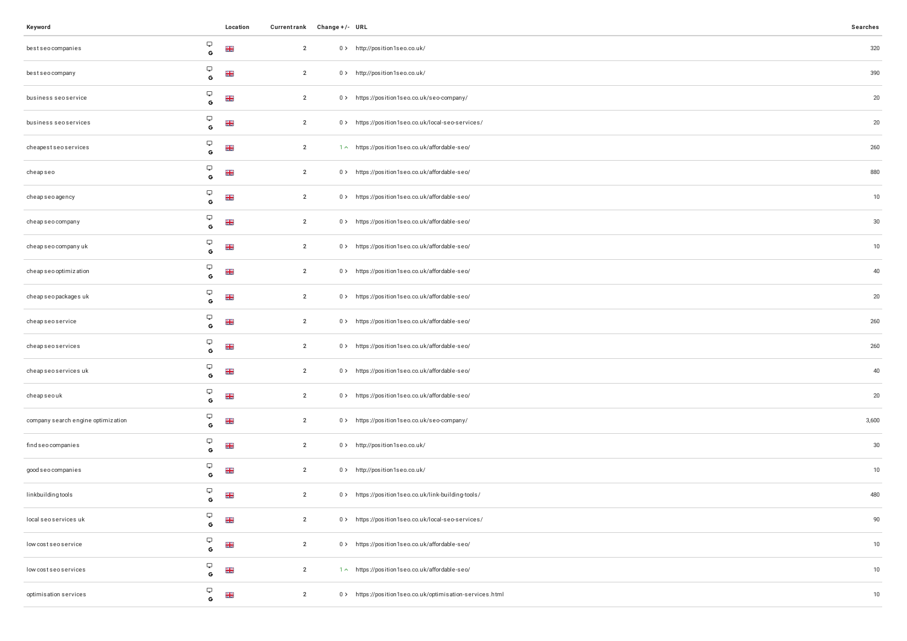| Keyword | | Location | Current rank | Change +/- | URL | Searches |
|---|---|---|---|---|---|---|
| best seo companies | G | 🇬🇧 | 2 | 0 > | http://position1seo.co.uk/ | 320 |
| best seo company | G | 🇬🇧 | 2 | 0 > | http://position1seo.co.uk/ | 390 |
| business seo service | G | 🇬🇧 | 2 | 0 > | https://position1seo.co.uk/seo-company/ | 20 |
| business seo services | G | 🇬🇧 | 2 | 0 > | https://position1seo.co.uk/local-seo-services/ | 20 |
| cheapest seo services | G | 🇬🇧 | 2 | 1 ^ | https://position1seo.co.uk/affordable-seo/ | 260 |
| cheap seo | G | 🇬🇧 | 2 | 0 > | https://position1seo.co.uk/affordable-seo/ | 880 |
| cheap seo agency | G | 🇬🇧 | 2 | 0 > | https://position1seo.co.uk/affordable-seo/ | 10 |
| cheap seo company | G | 🇬🇧 | 2 | 0 > | https://position1seo.co.uk/affordable-seo/ | 30 |
| cheap seo company uk | G | 🇬🇧 | 2 | 0 > | https://position1seo.co.uk/affordable-seo/ | 10 |
| cheap seo optimization | G | 🇬🇧 | 2 | 0 > | https://position1seo.co.uk/affordable-seo/ | 40 |
| cheap seo packages uk | G | 🇬🇧 | 2 | 0 > | https://position1seo.co.uk/affordable-seo/ | 20 |
| cheap seo service | G | 🇬🇧 | 2 | 0 > | https://position1seo.co.uk/affordable-seo/ | 260 |
| cheap seo services | G | 🇬🇧 | 2 | 0 > | https://position1seo.co.uk/affordable-seo/ | 260 |
| cheap seo services uk | G | 🇬🇧 | 2 | 0 > | https://position1seo.co.uk/affordable-seo/ | 40 |
| cheap seo uk | G | 🇬🇧 | 2 | 0 > | https://position1seo.co.uk/affordable-seo/ | 20 |
| company search engine optimization | G | 🇬🇧 | 2 | 0 > | https://position1seo.co.uk/seo-company/ | 3,600 |
| find seo companies | G | 🇬🇧 | 2 | 0 > | http://position1seo.co.uk/ | 30 |
| good seo companies | G | 🇬🇧 | 2 | 0 > | http://position1seo.co.uk/ | 10 |
| linkbuilding tools | G | 🇬🇧 | 2 | 0 > | https://position1seo.co.uk/link-building-tools/ | 480 |
| local seo services uk | G | 🇬🇧 | 2 | 0 > | https://position1seo.co.uk/local-seo-services/ | 90 |
| low cost seo service | G | 🇬🇧 | 2 | 0 > | https://position1seo.co.uk/affordable-seo/ | 10 |
| low cost seo services | G | 🇬🇧 | 2 | 1 ^ | https://position1seo.co.uk/affordable-seo/ | 10 |
| optimisation services | G | 🇬🇧 | 2 | 0 > | https://position1seo.co.uk/optimisation-services.html | 10 |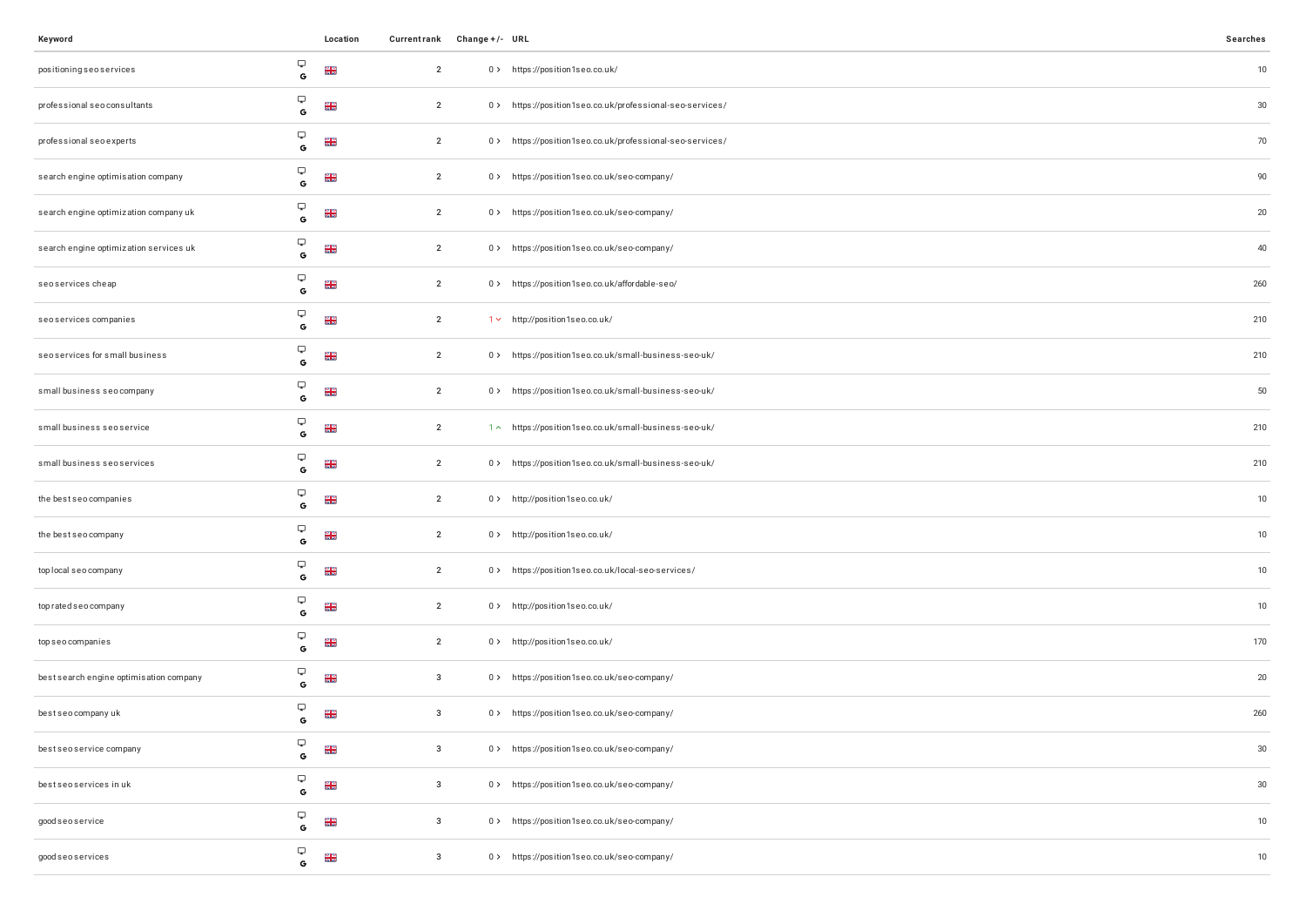| Keyword | | Location | Current rank | Change +/- | URL | Searches |
|---|---|---|---|---|---|---|
| positioning seo services | G | | 2 | 0 > | https://position1seo.co.uk/ | 10 |
| professional seo consultants | G | | 2 | 0 > | https://position1seo.co.uk/professional-seo-services/ | 30 |
| professional seo experts | G | | 2 | 0 > | https://position1seo.co.uk/professional-seo-services/ | 70 |
| search engine optimisation company | G | | 2 | 0 > | https://position1seo.co.uk/seo-company/ | 90 |
| search engine optimization company uk | G | | 2 | 0 > | https://position1seo.co.uk/seo-company/ | 20 |
| search engine optimization services uk | G | | 2 | 0 > | https://position1seo.co.uk/seo-company/ | 40 |
| seo services cheap | G | | 2 | 0 > | https://position1seo.co.uk/affordable-seo/ | 260 |
| seo services companies | G | | 2 | 1 ∨ | http://position1seo.co.uk/ | 210 |
| seo services for small business | G | | 2 | 0 > | https://position1seo.co.uk/small-business-seo-uk/ | 210 |
| small business seo company | G | | 2 | 0 > | https://position1seo.co.uk/small-business-seo-uk/ | 50 |
| small business seo service | G | | 2 | 1 ∧ | https://position1seo.co.uk/small-business-seo-uk/ | 210 |
| small business seo services | G | | 2 | 0 > | https://position1seo.co.uk/small-business-seo-uk/ | 210 |
| the best seo companies | G | | 2 | 0 > | http://position1seo.co.uk/ | 10 |
| the best seo company | G | | 2 | 0 > | http://position1seo.co.uk/ | 10 |
| top local seo company | G | | 2 | 0 > | https://position1seo.co.uk/local-seo-services/ | 10 |
| top rated seo company | G | | 2 | 0 > | http://position1seo.co.uk/ | 10 |
| top seo companies | G | | 2 | 0 > | http://position1seo.co.uk/ | 170 |
| best search engine optimisation company | G | | 3 | 0 > | https://position1seo.co.uk/seo-company/ | 20 |
| best seo company uk | G | | 3 | 0 > | https://position1seo.co.uk/seo-company/ | 260 |
| best seo service company | G | | 3 | 0 > | https://position1seo.co.uk/seo-company/ | 30 |
| best seo services in uk | G | | 3 | 0 > | https://position1seo.co.uk/seo-company/ | 30 |
| good seo service | G | | 3 | 0 > | https://position1seo.co.uk/seo-company/ | 10 |
| good seo services | G | | 3 | 0 > | https://position1seo.co.uk/seo-company/ | 10 |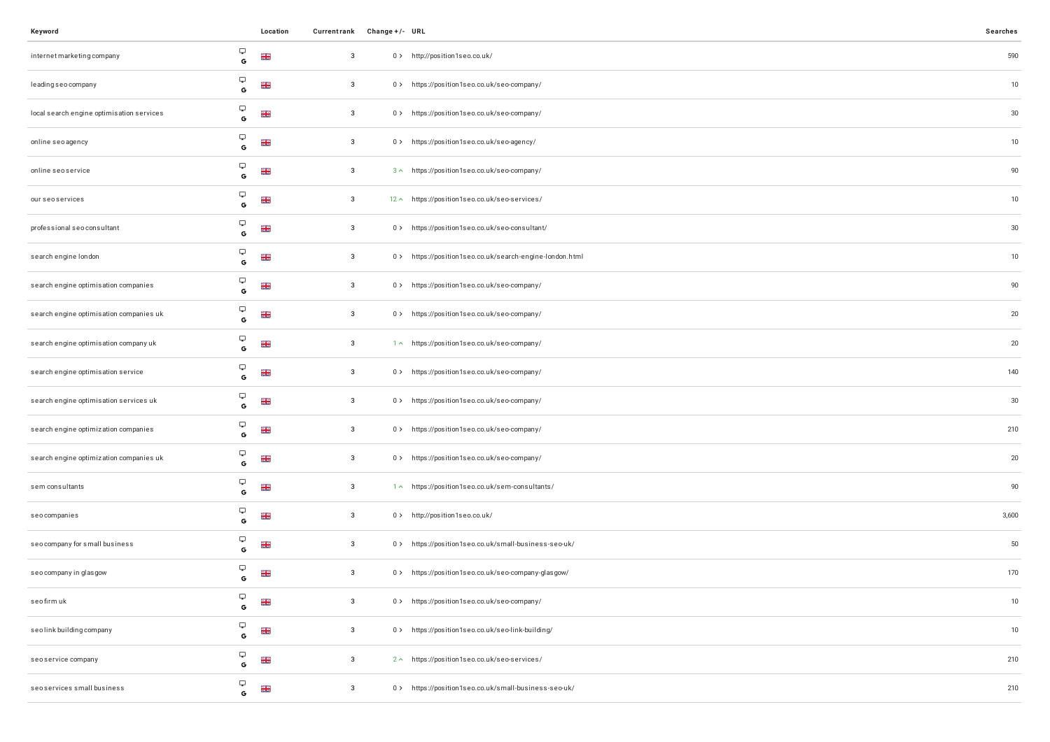| Keyword | | Location | Current rank | Change +/- | URL | Searches |
|---|---|---|---|---|---|---|
| internet marketing company | G | | 3 | 0 > | http://position1seo.co.uk/ | 590 |
| leading seo company | G | | 3 | 0 > | https://position1seo.co.uk/seo-company/ | 10 |
| local search engine optimisation services | G | | 3 | 0 > | https://position1seo.co.uk/seo-company/ | 30 |
| online seo agency | G | | 3 | 0 > | https://position1seo.co.uk/seo-agency/ | 10 |
| online seo service | G | | 3 | 3 ^ | https://position1seo.co.uk/seo-company/ | 90 |
| our seo services | G | | 3 | 12 ^ | https://position1seo.co.uk/seo-services/ | 10 |
| professional seo consultant | G | | 3 | 0 > | https://position1seo.co.uk/seo-consultant/ | 30 |
| search engine london | G | | 3 | 0 > | https://position1seo.co.uk/search-engine-london.html | 10 |
| search engine optimisation companies | G | | 3 | 0 > | https://position1seo.co.uk/seo-company/ | 90 |
| search engine optimisation companies uk | G | | 3 | 0 > | https://position1seo.co.uk/seo-company/ | 20 |
| search engine optimisation company uk | G | | 3 | 1 ^ | https://position1seo.co.uk/seo-company/ | 20 |
| search engine optimisation service | G | | 3 | 0 > | https://position1seo.co.uk/seo-company/ | 140 |
| search engine optimisation services uk | G | | 3 | 0 > | https://position1seo.co.uk/seo-company/ | 30 |
| search engine optimization companies | G | | 3 | 0 > | https://position1seo.co.uk/seo-company/ | 210 |
| search engine optimization companies uk | G | | 3 | 0 > | https://position1seo.co.uk/seo-company/ | 20 |
| sem consultants | G | | 3 | 1 ^ | https://position1seo.co.uk/sem-consultants/ | 90 |
| seo companies | G | | 3 | 0 > | http://position1seo.co.uk/ | 3,600 |
| seo company for small business | G | | 3 | 0 > | https://position1seo.co.uk/small-business-seo-uk/ | 50 |
| seo company in glasgow | G | | 3 | 0 > | https://position1seo.co.uk/seo-company-glasgow/ | 170 |
| seo firm uk | G | | 3 | 0 > | https://position1seo.co.uk/seo-company/ | 10 |
| seo link building company | G | | 3 | 0 > | https://position1seo.co.uk/seo-link-building/ | 10 |
| seo service company | G | | 3 | 2 ^ | https://position1seo.co.uk/seo-services/ | 210 |
| seo services small business | G | | 3 | 0 > | https://position1seo.co.uk/small-business-seo-uk/ | 210 |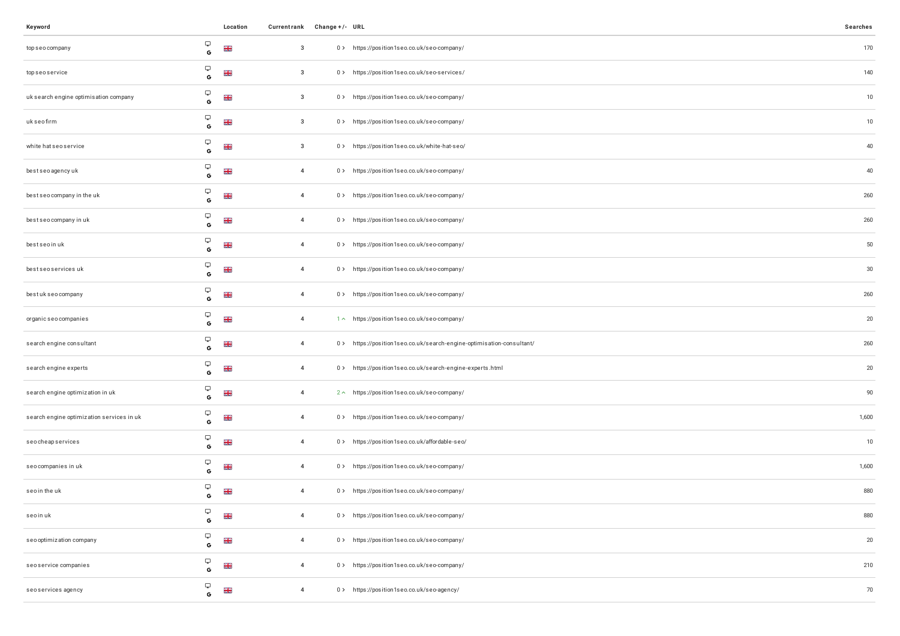| Keyword | | Location | Current rank | Change +/- | URL | Searches |
|---|---|---|---|---|---|---|
| top seo company | | | 3 | 0 > | https://position1seo.co.uk/seo-company/ | 170 |
| top seo service | | | 3 | 0 > | https://position1seo.co.uk/seo-services/ | 140 |
| uk search engine optimisation company | | | 3 | 0 > | https://position1seo.co.uk/seo-company/ | 10 |
| uk seo firm | | | 3 | 0 > | https://position1seo.co.uk/seo-company/ | 10 |
| white hat seo service | | | 3 | 0 > | https://position1seo.co.uk/white-hat-seo/ | 40 |
| best seo agency uk | | | 4 | 0 > | https://position1seo.co.uk/seo-company/ | 40 |
| best seo company in the uk | | | 4 | 0 > | https://position1seo.co.uk/seo-company/ | 260 |
| best seo company in uk | | | 4 | 0 > | https://position1seo.co.uk/seo-company/ | 260 |
| best seo in uk | | | 4 | 0 > | https://position1seo.co.uk/seo-company/ | 50 |
| best seo services uk | | | 4 | 0 > | https://position1seo.co.uk/seo-company/ | 30 |
| best uk seo company | | | 4 | 0 > | https://position1seo.co.uk/seo-company/ | 260 |
| organic seo companies | | | 4 | 1 ^ | https://position1seo.co.uk/seo-company/ | 20 |
| search engine consultant | | | 4 | 0 > | https://position1seo.co.uk/search-engine-optimisation-consultant/ | 260 |
| search engine experts | | | 4 | 0 > | https://position1seo.co.uk/search-engine-experts.html | 20 |
| search engine optimization in uk | | | 4 | 2 ^ | https://position1seo.co.uk/seo-company/ | 90 |
| search engine optimization services in uk | | | 4 | 0 > | https://position1seo.co.uk/seo-company/ | 1,600 |
| seo cheap services | | | 4 | 0 > | https://position1seo.co.uk/affordable-seo/ | 10 |
| seo companies in uk | | | 4 | 0 > | https://position1seo.co.uk/seo-company/ | 1,600 |
| seo in the uk | | | 4 | 0 > | https://position1seo.co.uk/seo-company/ | 880 |
| seo in uk | | | 4 | 0 > | https://position1seo.co.uk/seo-company/ | 880 |
| seo optimization company | | | 4 | 0 > | https://position1seo.co.uk/seo-company/ | 20 |
| seo service companies | | | 4 | 0 > | https://position1seo.co.uk/seo-company/ | 210 |
| seo services agency | | | 4 | 0 > | https://position1seo.co.uk/seo-agency/ | 70 |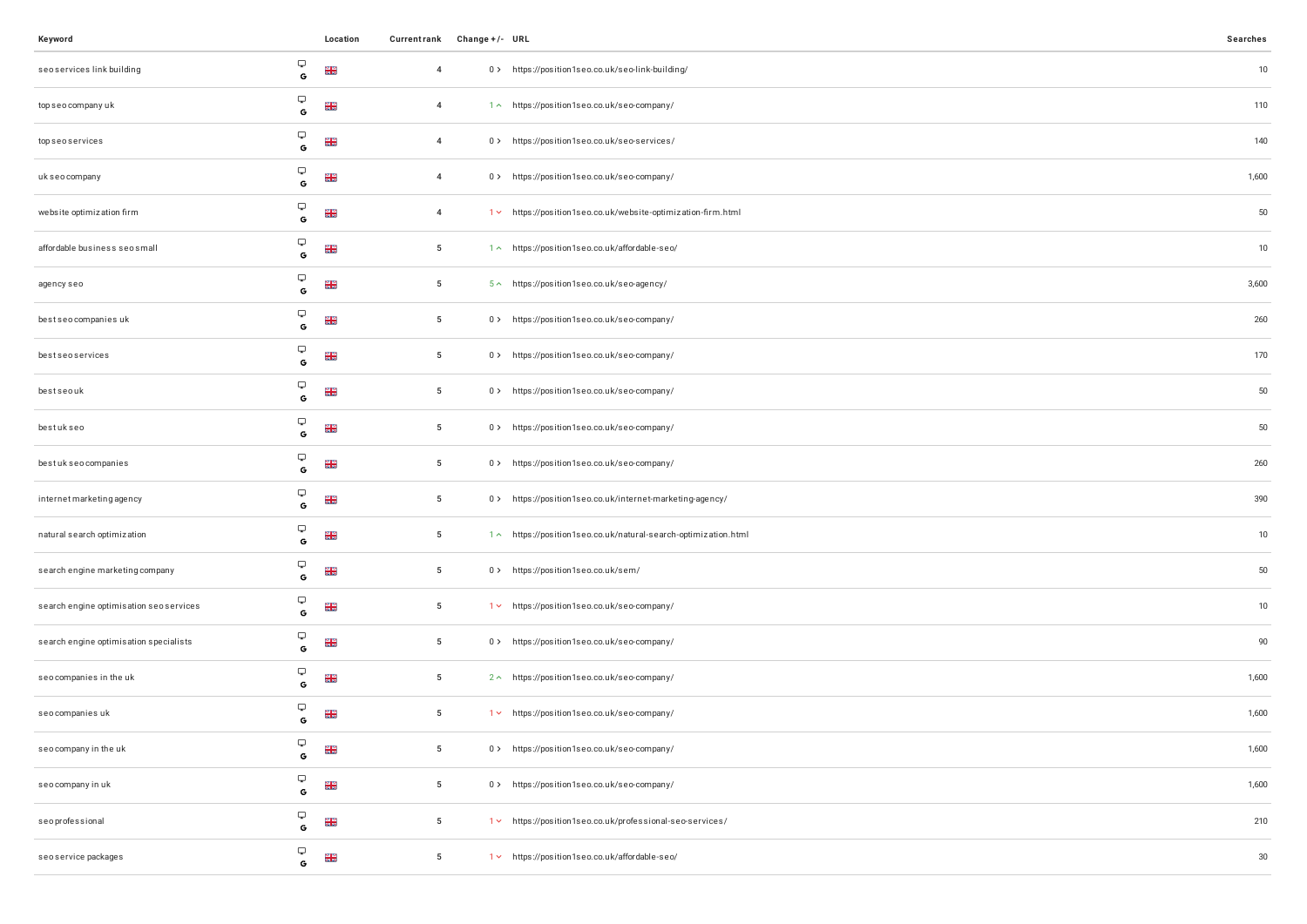| Keyword | | Location | Current rank | Change +/- | URL | Searches |
|---|---|---|---|---|---|---|
| seo services link building | G | 🇬🇧 | 4 | 0 › | https://position1seo.co.uk/seo-link-building/ | 10 |
| top seo company uk | G | 🇬🇧 | 4 | 1 ^ | https://position1seo.co.uk/seo-company/ | 110 |
| top seo services | G | 🇬🇧 | 4 | 0 › | https://position1seo.co.uk/seo-services/ | 140 |
| uk seo company | G | 🇬🇧 | 4 | 0 › | https://position1seo.co.uk/seo-company/ | 1,600 |
| website optimization firm | G | 🇬🇧 | 4 | 1 ˅ | https://position1seo.co.uk/website-optimization-firm.html | 50 |
| affordable business seo small | G | 🇬🇧 | 5 | 1 ^ | https://position1seo.co.uk/affordable-seo/ | 10 |
| agency seo | G | 🇬🇧 | 5 | 5 ^ | https://position1seo.co.uk/seo-agency/ | 3,600 |
| best seo companies uk | G | 🇬🇧 | 5 | 0 › | https://position1seo.co.uk/seo-company/ | 260 |
| best seo services | G | 🇬🇧 | 5 | 0 › | https://position1seo.co.uk/seo-company/ | 170 |
| best seo uk | G | 🇬🇧 | 5 | 0 › | https://position1seo.co.uk/seo-company/ | 50 |
| best uk seo | G | 🇬🇧 | 5 | 0 › | https://position1seo.co.uk/seo-company/ | 50 |
| best uk seo companies | G | 🇬🇧 | 5 | 0 › | https://position1seo.co.uk/seo-company/ | 260 |
| internet marketing agency | G | 🇬🇧 | 5 | 0 › | https://position1seo.co.uk/internet-marketing-agency/ | 390 |
| natural search optimization | G | 🇬🇧 | 5 | 1 ^ | https://position1seo.co.uk/natural-search-optimization.html | 10 |
| search engine marketing company | G | 🇬🇧 | 5 | 0 › | https://position1seo.co.uk/sem/ | 50 |
| search engine optimisation seo services | G | 🇬🇧 | 5 | 1 ˅ | https://position1seo.co.uk/seo-company/ | 10 |
| search engine optimisation specialists | G | 🇬🇧 | 5 | 0 › | https://position1seo.co.uk/seo-company/ | 90 |
| seo companies in the uk | G | 🇬🇧 | 5 | 2 ^ | https://position1seo.co.uk/seo-company/ | 1,600 |
| seo companies uk | G | 🇬🇧 | 5 | 1 ˅ | https://position1seo.co.uk/seo-company/ | 1,600 |
| seo company in the uk | G | 🇬🇧 | 5 | 0 › | https://position1seo.co.uk/seo-company/ | 1,600 |
| seo company in uk | G | 🇬🇧 | 5 | 0 › | https://position1seo.co.uk/seo-company/ | 1,600 |
| seo professional | G | 🇬🇧 | 5 | 1 ˅ | https://position1seo.co.uk/professional-seo-services/ | 210 |
| seo service packages | G | 🇬🇧 | 5 | 1 ˅ | https://position1seo.co.uk/affordable-seo/ | 30 |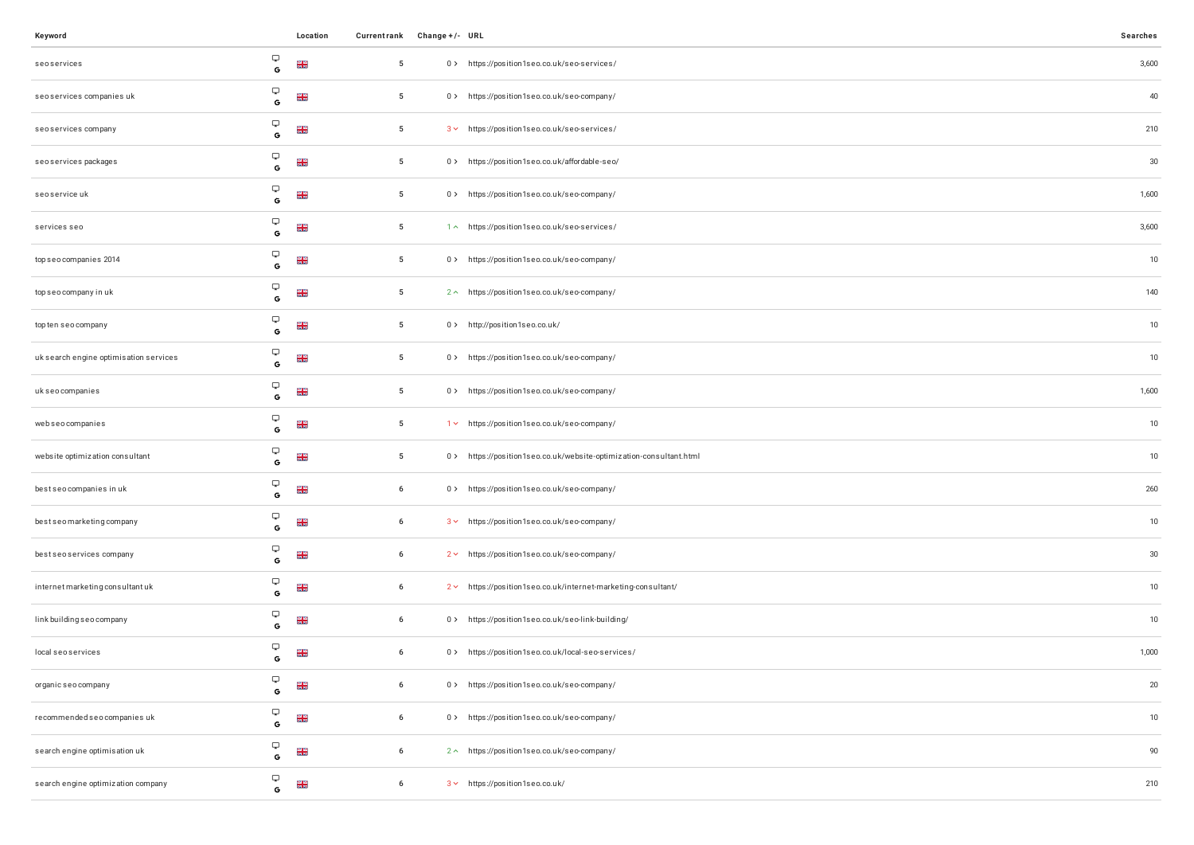| Keyword | | Location | Current rank | Change +/- | URL | Searches |
|---|---|---|---|---|---|---|
| seo services | G | 🇬🇧 | 5 | 0 > | https://position1seo.co.uk/seo-services/ | 3,600 |
| seo services companies uk | G | 🇬🇧 | 5 | 0 > | https://position1seo.co.uk/seo-company/ | 40 |
| seo services company | G | 🇬🇧 | 5 | 3 ⌄ | https://position1seo.co.uk/seo-services/ | 210 |
| seo services packages | G | 🇬🇧 | 5 | 0 > | https://position1seo.co.uk/affordable-seo/ | 30 |
| seo service uk | G | 🇬🇧 | 5 | 0 > | https://position1seo.co.uk/seo-company/ | 1,600 |
| services seo | G | 🇬🇧 | 5 | 1 ^ | https://position1seo.co.uk/seo-services/ | 3,600 |
| top seo companies 2014 | G | 🇬🇧 | 5 | 0 > | https://position1seo.co.uk/seo-company/ | 10 |
| top seo company in uk | G | 🇬🇧 | 5 | 2 ^ | https://position1seo.co.uk/seo-company/ | 140 |
| top ten seo company | G | 🇬🇧 | 5 | 0 > | http://position1seo.co.uk/ | 10 |
| uk search engine optimisation services | G | 🇬🇧 | 5 | 0 > | https://position1seo.co.uk/seo-company/ | 10 |
| uk seo companies | G | 🇬🇧 | 5 | 0 > | https://position1seo.co.uk/seo-company/ | 1,600 |
| web seo companies | G | 🇬🇧 | 5 | 1 ⌄ | https://position1seo.co.uk/seo-company/ | 10 |
| website optimization consultant | G | 🇬🇧 | 5 | 0 > | https://position1seo.co.uk/website-optimization-consultant.html | 10 |
| best seo companies in uk | G | 🇬🇧 | 6 | 0 > | https://position1seo.co.uk/seo-company/ | 260 |
| best seo marketing company | G | 🇬🇧 | 6 | 3 ⌄ | https://position1seo.co.uk/seo-company/ | 10 |
| best seo services company | G | 🇬🇧 | 6 | 2 ⌄ | https://position1seo.co.uk/seo-company/ | 30 |
| internet marketing consultant uk | G | 🇬🇧 | 6 | 2 ⌄ | https://position1seo.co.uk/internet-marketing-consultant/ | 10 |
| link building seo company | G | 🇬🇧 | 6 | 0 > | https://position1seo.co.uk/seo-link-building/ | 10 |
| local seo services | G | 🇬🇧 | 6 | 0 > | https://position1seo.co.uk/local-seo-services/ | 1,000 |
| organic seo company | G | 🇬🇧 | 6 | 0 > | https://position1seo.co.uk/seo-company/ | 20 |
| recommended seo companies uk | G | 🇬🇧 | 6 | 0 > | https://position1seo.co.uk/seo-company/ | 10 |
| search engine optimisation uk | G | 🇬🇧 | 6 | 2 ^ | https://position1seo.co.uk/seo-company/ | 90 |
| search engine optimization company | G | 🇬🇧 | 6 | 3 ⌄ | https://position1seo.co.uk/ | 210 |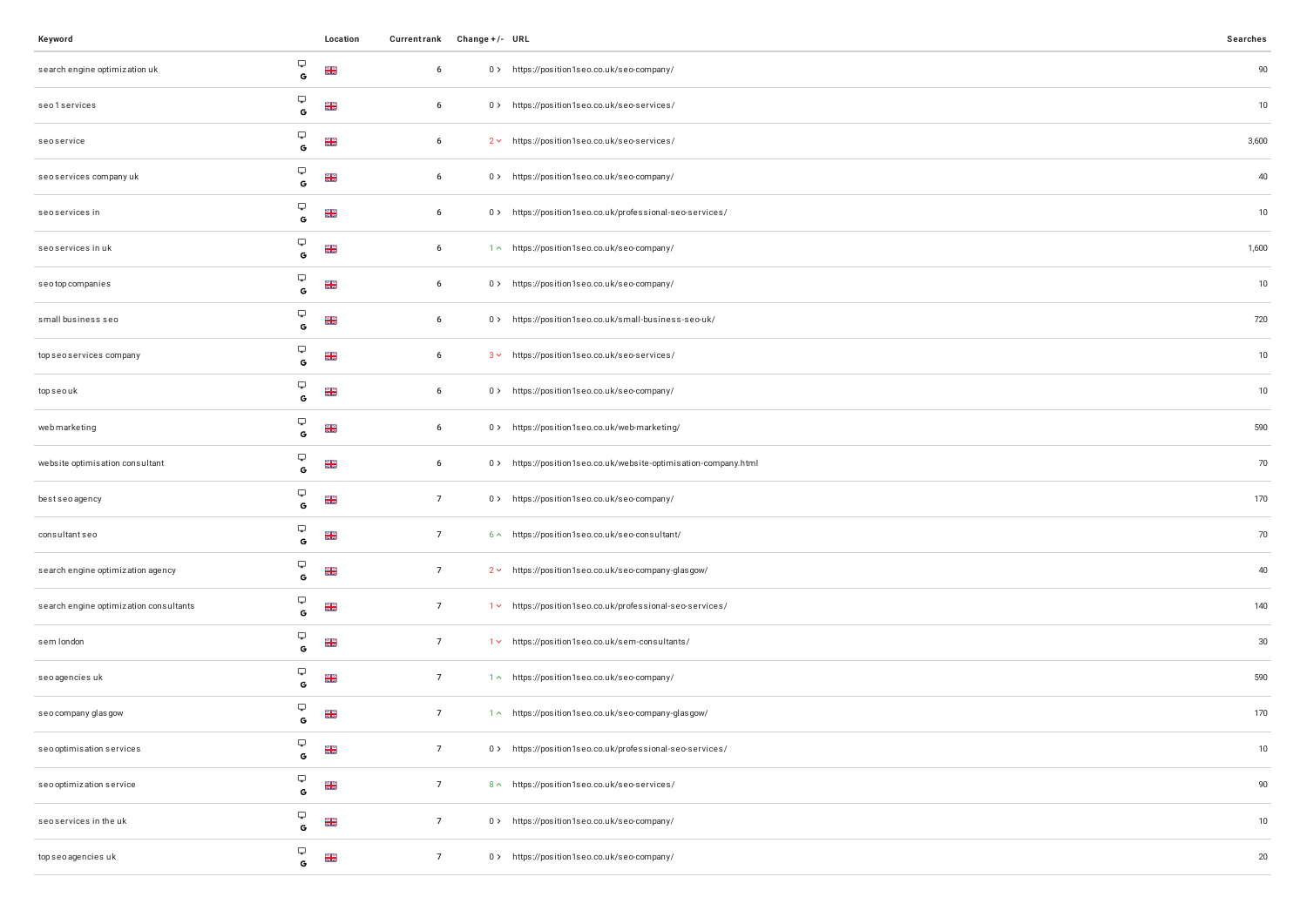| Keyword | | Location | Current rank | Change +/- | URL | Searches |
|---|---|---|---|---|---|---|
| search engine optimization uk | | | 6 | 0 | https://position1seo.co.uk/seo-company/ | 90 |
| seo 1 services | | | 6 | 0 | https://position1seo.co.uk/seo-services/ | 10 |
| seo service | | | 6 | 2 | https://position1seo.co.uk/seo-services/ | 3,600 |
| seo services company uk | | | 6 | 0 | https://position1seo.co.uk/seo-company/ | 40 |
| seo services in | | | 6 | 0 | https://position1seo.co.uk/professional-seo-services/ | 10 |
| seo services in uk | | | 6 | 1 | https://position1seo.co.uk/seo-company/ | 1,600 |
| seo top companies | | | 6 | 0 | https://position1seo.co.uk/seo-company/ | 10 |
| small business seo | | | 6 | 0 | https://position1seo.co.uk/small-business-seo-uk/ | 720 |
| top seo services company | | | 6 | 3 | https://position1seo.co.uk/seo-services/ | 10 |
| top seo uk | | | 6 | 0 | https://position1seo.co.uk/seo-company/ | 10 |
| web marketing | | | 6 | 0 | https://position1seo.co.uk/web-marketing/ | 590 |
| website optimisation consultant | | | 6 | 0 | https://position1seo.co.uk/website-optimisation-company.html | 70 |
| best seo agency | | | 7 | 0 | https://position1seo.co.uk/seo-company/ | 170 |
| consultant seo | | | 7 | 6 | https://position1seo.co.uk/seo-consultant/ | 70 |
| search engine optimization agency | | | 7 | 2 | https://position1seo.co.uk/seo-company-glasgow/ | 40 |
| search engine optimization consultants | | | 7 | 1 | https://position1seo.co.uk/professional-seo-services/ | 140 |
| sem london | | | 7 | 1 | https://position1seo.co.uk/sem-consultants/ | 30 |
| seo agencies uk | | | 7 | 1 | https://position1seo.co.uk/seo-company/ | 590 |
| seo company glasgow | | | 7 | 1 | https://position1seo.co.uk/seo-company-glasgow/ | 170 |
| seo optimisation services | | | 7 | 0 | https://position1seo.co.uk/professional-seo-services/ | 10 |
| seo optimization service | | | 7 | 8 | https://position1seo.co.uk/seo-services/ | 90 |
| seo services in the uk | | | 7 | 0 | https://position1seo.co.uk/seo-company/ | 10 |
| top seo agencies uk | | | 7 | 0 | https://position1seo.co.uk/seo-company/ | 20 |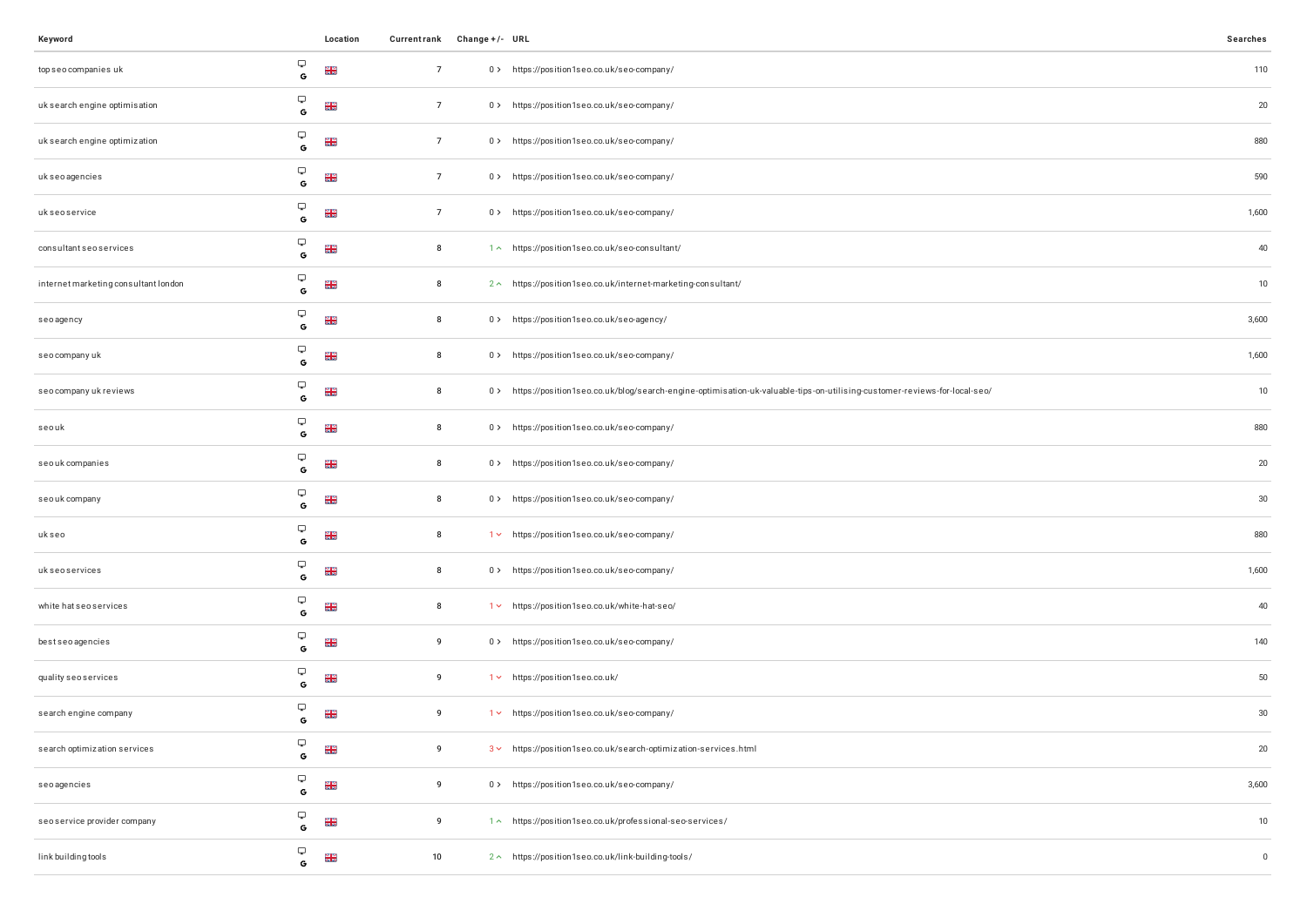| Keyword | | Location | Current rank | Change +/- | URL | Searches |
|---|---|---|---|---|---|---|
| top seo companies uk | G | | 7 | 0 | https://position1seo.co.uk/seo-company/ | 110 |
| uk search engine optimisation | G | | 7 | 0 | https://position1seo.co.uk/seo-company/ | 20 |
| uk search engine optimization | G | | 7 | 0 | https://position1seo.co.uk/seo-company/ | 880 |
| uk seo agencies | G | | 7 | 0 | https://position1seo.co.uk/seo-company/ | 590 |
| uk seo service | G | | 7 | 0 | https://position1seo.co.uk/seo-company/ | 1,600 |
| consultant seo services | G | | 8 | 1 | https://position1seo.co.uk/seo-consultant/ | 40 |
| internet marketing consultant london | G | | 8 | 2 | https://position1seo.co.uk/internet-marketing-consultant/ | 10 |
| seo agency | G | | 8 | 0 | https://position1seo.co.uk/seo-agency/ | 3,600 |
| seo company uk | G | | 8 | 0 | https://position1seo.co.uk/seo-company/ | 1,600 |
| seo company uk reviews | G | | 8 | 0 | https://position1seo.co.uk/blog/search-engine-optimisation-uk-valuable-tips-on-utilising-customer-reviews-for-local-seo/ | 10 |
| seo uk | G | | 8 | 0 | https://position1seo.co.uk/seo-company/ | 880 |
| seo uk companies | G | | 8 | 0 | https://position1seo.co.uk/seo-company/ | 20 |
| seo uk company | G | | 8 | 0 | https://position1seo.co.uk/seo-company/ | 30 |
| uk seo | G | | 8 | 1 | https://position1seo.co.uk/seo-company/ | 880 |
| uk seo services | G | | 8 | 0 | https://position1seo.co.uk/seo-company/ | 1,600 |
| white hat seo services | G | | 8 | 1 | https://position1seo.co.uk/white-hat-seo/ | 40 |
| best seo agencies | G | | 9 | 0 | https://position1seo.co.uk/seo-company/ | 140 |
| quality seo services | G | | 9 | 1 | https://position1seo.co.uk/ | 50 |
| search engine company | G | | 9 | 1 | https://position1seo.co.uk/seo-company/ | 30 |
| search optimization services | G | | 9 | 3 | https://position1seo.co.uk/search-optimization-services.html | 20 |
| seo agencies | G | | 9 | 0 | https://position1seo.co.uk/seo-company/ | 3,600 |
| seo service provider company | G | | 9 | 1 | https://position1seo.co.uk/professional-seo-services/ | 10 |
| link building tools | G | | 10 | 2 | https://position1seo.co.uk/link-building-tools/ | 0 |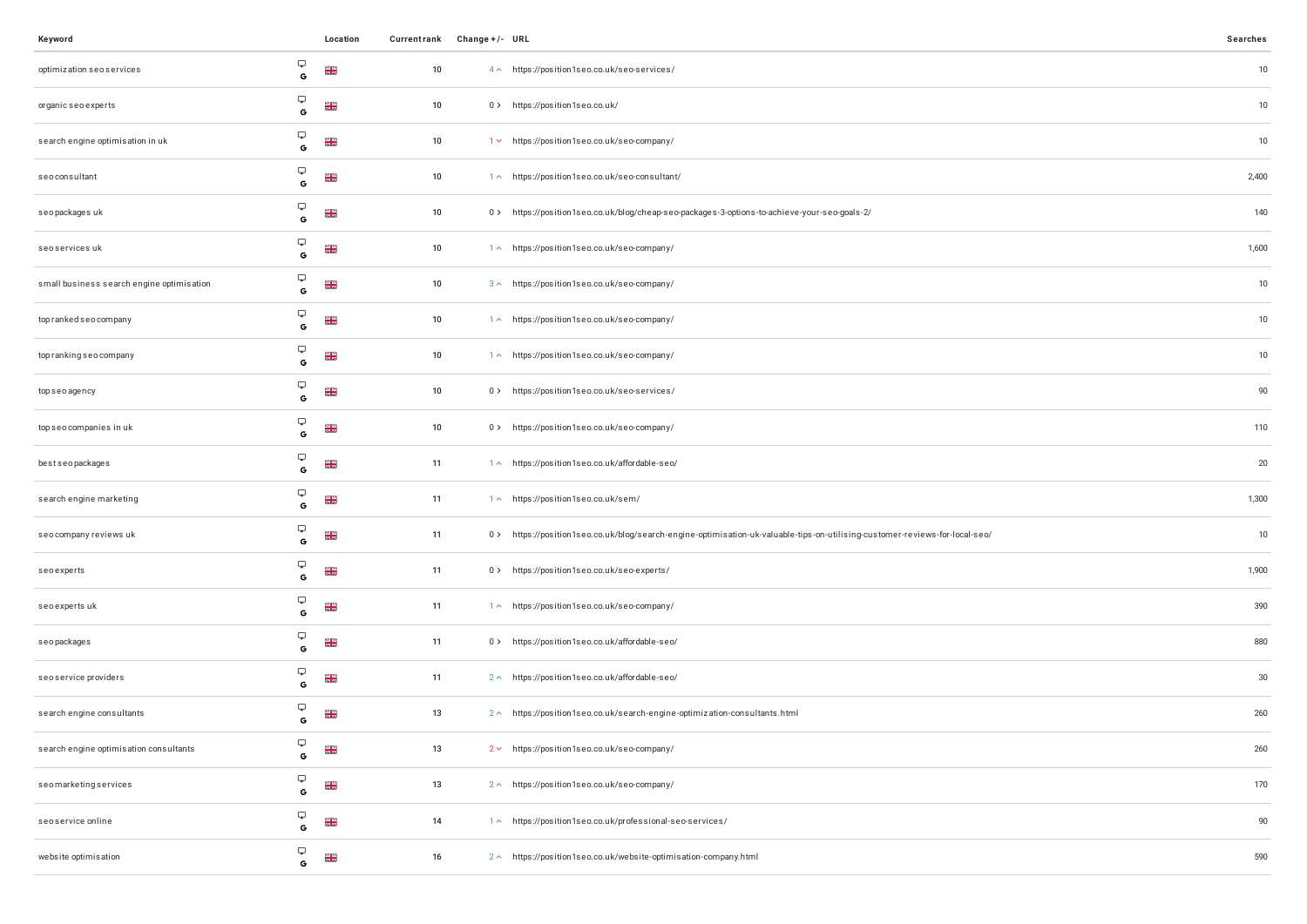| Keyword | | Location | Current rank | Change +/- | URL | Searches |
|---|---|---|---|---|---|---|
| optimization seo services | G | | 10 | 4 ^ | https://position1seo.co.uk/seo-services/ | 10 |
| organic seo experts | G | | 10 | 0 > | https://position1seo.co.uk/ | 10 |
| search engine optimisation in uk | G | | 10 | 1 v | https://position1seo.co.uk/seo-company/ | 10 |
| seo consultant | G | | 10 | 1 ^ | https://position1seo.co.uk/seo-consultant/ | 2,400 |
| seo packages uk | G | | 10 | 0 > | https://position1seo.co.uk/blog/cheap-seo-packages-3-options-to-achieve-your-seo-goals-2/ | 140 |
| seo services uk | G | | 10 | 1 ^ | https://position1seo.co.uk/seo-company/ | 1,600 |
| small business search engine optimisation | G | | 10 | 3 ^ | https://position1seo.co.uk/seo-company/ | 10 |
| top ranked seo company | G | | 10 | 1 ^ | https://position1seo.co.uk/seo-company/ | 10 |
| top ranking seo company | G | | 10 | 1 ^ | https://position1seo.co.uk/seo-company/ | 10 |
| top seo agency | G | | 10 | 0 > | https://position1seo.co.uk/seo-services/ | 90 |
| top seo companies in uk | G | | 10 | 0 > | https://position1seo.co.uk/seo-company/ | 110 |
| best seo packages | G | | 11 | 1 ^ | https://position1seo.co.uk/affordable-seo/ | 20 |
| search engine marketing | G | | 11 | 1 ^ | https://position1seo.co.uk/sem/ | 1,300 |
| seo company reviews uk | G | | 11 | 0 > | https://position1seo.co.uk/blog/search-engine-optimisation-uk-valuable-tips-on-utilising-customer-reviews-for-local-seo/ | 10 |
| seo experts | G | | 11 | 0 > | https://position1seo.co.uk/seo-experts/ | 1,900 |
| seo experts uk | G | | 11 | 1 ^ | https://position1seo.co.uk/seo-company/ | 390 |
| seo packages | G | | 11 | 0 > | https://position1seo.co.uk/affordable-seo/ | 880 |
| seo service providers | G | | 11 | 2 ^ | https://position1seo.co.uk/affordable-seo/ | 30 |
| search engine consultants | G | | 13 | 2 ^ | https://position1seo.co.uk/search-engine-optimization-consultants.html | 260 |
| search engine optimisation consultants | G | | 13 | 2 v | https://position1seo.co.uk/seo-company/ | 260 |
| seo marketing services | G | | 13 | 2 ^ | https://position1seo.co.uk/seo-company/ | 170 |
| seo service online | G | | 14 | 1 ^ | https://position1seo.co.uk/professional-seo-services/ | 90 |
| website optimisation | G | | 16 | 2 ^ | https://position1seo.co.uk/website-optimisation-company.html | 590 |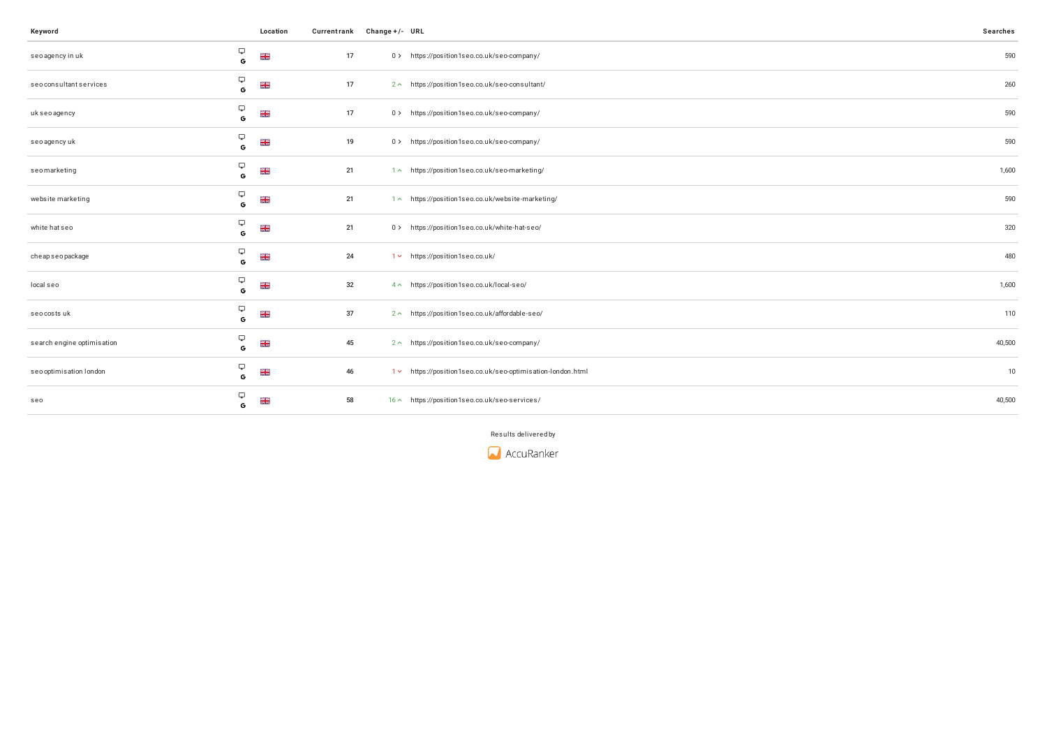| Keyword | | Location | Current rank | Change +/- | URL | Searches |
|---|---|---|---|---|---|---|
| seo agency in uk | G | | 17 | 0 › | https://position1seo.co.uk/seo-company/ | 590 |
| seo consultant services | G | | 17 | 2 ^ | https://position1seo.co.uk/seo-consultant/ | 260 |
| uk seo agency | G | | 17 | 0 › | https://position1seo.co.uk/seo-company/ | 590 |
| seo agency uk | G | | 19 | 0 › | https://position1seo.co.uk/seo-company/ | 590 |
| seo marketing | G | | 21 | 1 ^ | https://position1seo.co.uk/seo-marketing/ | 1,600 |
| website marketing | G | | 21 | 1 ^ | https://position1seo.co.uk/website-marketing/ | 590 |
| white hat seo | G | | 21 | 0 › | https://position1seo.co.uk/white-hat-seo/ | 320 |
| cheap seo package | G | | 24 | 1 ⌄ | https://position1seo.co.uk/ | 480 |
| local seo | G | | 32 | 4 ^ | https://position1seo.co.uk/local-seo/ | 1,600 |
| seo costs uk | G | | 37 | 2 ^ | https://position1seo.co.uk/affordable-seo/ | 110 |
| search engine optimisation | G | | 45 | 2 ^ | https://position1seo.co.uk/seo-company/ | 40,500 |
| seo optimisation london | G | | 46 | 1 ⌄ | https://position1seo.co.uk/seo-optimisation-london.html | 10 |
| seo | G | | 58 | 16 ^ | https://position1seo.co.uk/seo-services/ | 40,500 |

Results delivered by

AccuRanker